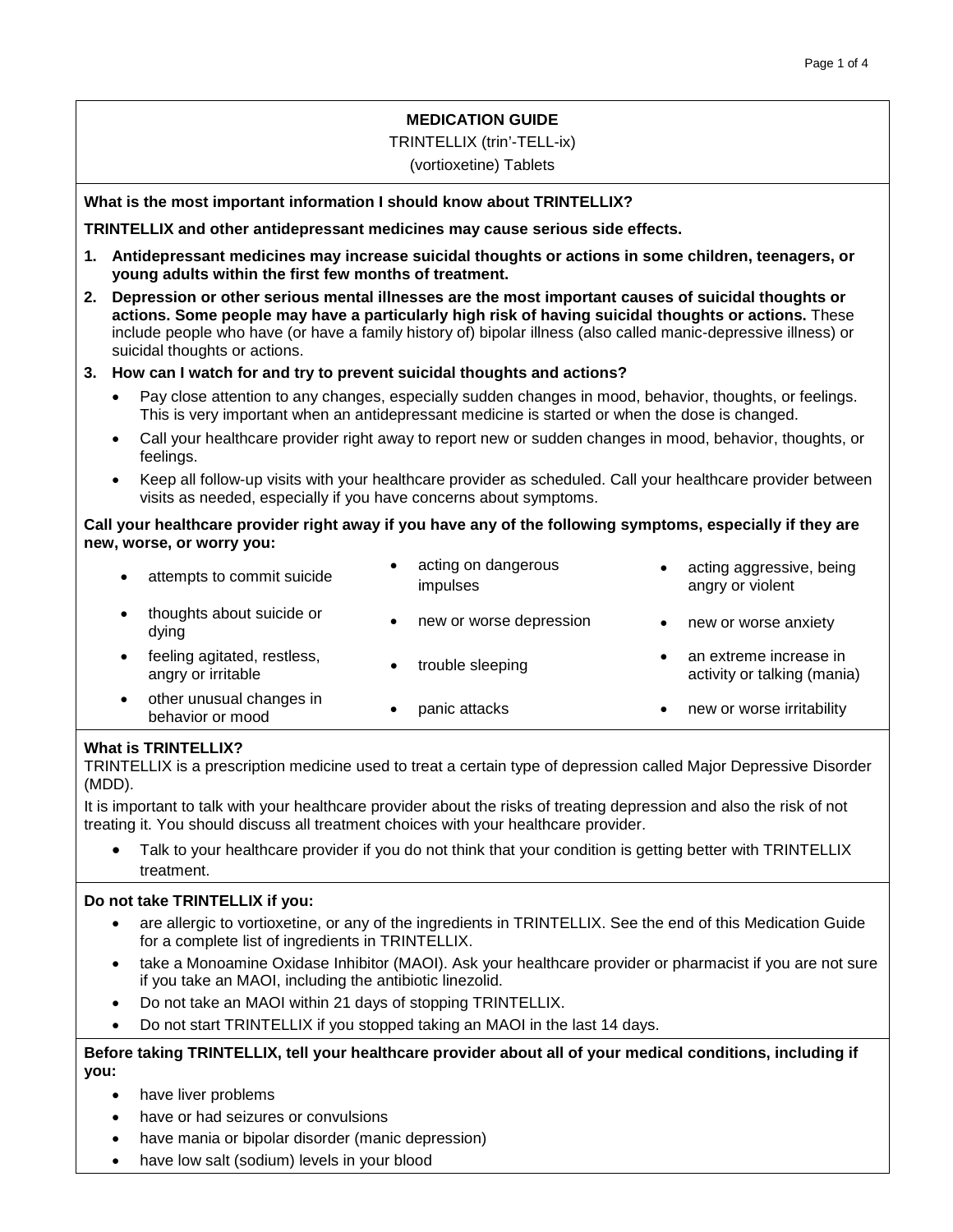# MEDICATION GUIDE

TRINTELLIX (trin'-TELL-ix)

(vortioxetine) Tablets

**What is the most important information I should know about TRINTELLIX?**

**TRINTELLIX and other antidepressant medicines may cause serious side effects.**

1. **Antidepressant medicines may increase suicidal thoughts or actions in some children, teenagers, or young adults within the first few months of treatment.**
2. **Depression or other serious mental illnesses are the most important causes of suicidal thoughts or actions. Some people may have a particularly high risk of having suicidal thoughts or actions.** These include people who have (or have a family history of) bipolar illness (also called manic-depressive illness) or suicidal thoughts or actions.
3. **How can I watch for and try to prevent suicidal thoughts and actions?**
   - Pay close attention to any changes, especially sudden changes in mood, behavior, thoughts, or feelings. This is very important when an antidepressant medicine is started or when the dose is changed.
   - Call your healthcare provider right away to report new or sudden changes in mood, behavior, thoughts, or feelings.
   - Keep all follow-up visits with your healthcare provider as scheduled. Call your healthcare provider between visits as needed, especially if you have concerns about symptoms.

**Call your healthcare provider right away if you have any of the following symptoms, especially if they are new, worse, or worry you:**

- attempts to commit suicide
- thoughts about suicide or dying
- feeling agitated, restless, angry or irritable
- other unusual changes in behavior or mood
- acting on dangerous impulses
- new or worse depression
- trouble sleeping
- panic attacks
- acting aggressive, being angry or violent
- new or worse anxiety
- an extreme increase in activity or talking (mania)
- new or worse irritability

**What is TRINTELLIX?**

TRINTELLIX is a prescription medicine used to treat a certain type of depression called Major Depressive Disorder (MDD).

It is important to talk with your healthcare provider about the risks of treating depression and also the risk of not treating it. You should discuss all treatment choices with your healthcare provider.

- Talk to your healthcare provider if you do not think that your condition is getting better with TRINTELLIX treatment.

**Do not take TRINTELLIX if you:**

- are allergic to vortioxetine, or any of the ingredients in TRINTELLIX. See the end of this Medication Guide for a complete list of ingredients in TRINTELLIX.
- take a Monoamine Oxidase Inhibitor (MAOI). Ask your healthcare provider or pharmacist if you are not sure if you take an MAOI, including the antibiotic linezolid.
- Do not take an MAOI within 21 days of stopping TRINTELLIX.
- Do not start TRINTELLIX if you stopped taking an MAOI in the last 14 days.

**Before taking TRINTELLIX, tell your healthcare provider about all of your medical conditions, including if you:**

- have liver problems
- have or had seizures or convulsions
- have mania or bipolar disorder (manic depression)
- have low salt (sodium) levels in your blood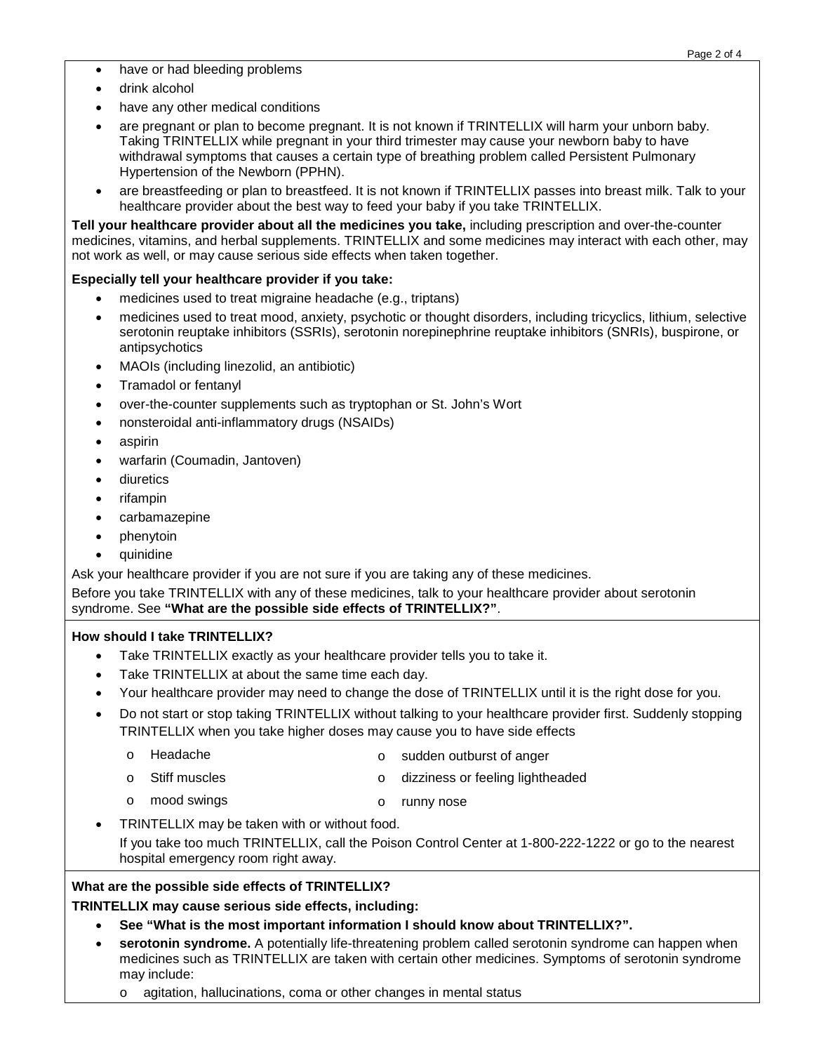- have or had bleeding problems
- drink alcohol
- have any other medical conditions
- are pregnant or plan to become pregnant. It is not known if TRINTELLIX will harm your unborn baby. Taking TRINTELLIX while pregnant in your third trimester may cause your newborn baby to have withdrawal symptoms that causes a certain type of breathing problem called Persistent Pulmonary Hypertension of the Newborn (PPHN).
- are breastfeeding or plan to breastfeed. It is not known if TRINTELLIX passes into breast milk. Talk to your healthcare provider about the best way to feed your baby if you take TRINTELLIX.

**Tell your healthcare provider about all the medicines you take,** including prescription and over-the-counter medicines, vitamins, and herbal supplements. TRINTELLIX and some medicines may interact with each other, may not work as well, or may cause serious side effects when taken together.

**Especially tell your healthcare provider if you take:**

- medicines used to treat migraine headache (e.g., triptans)
- medicines used to treat mood, anxiety, psychotic or thought disorders, including tricyclics, lithium, selective serotonin reuptake inhibitors (SSRIs), serotonin norepinephrine reuptake inhibitors (SNRIs), buspirone, or antipsychotics
- MAOIs (including linezolid, an antibiotic)
- Tramadol or fentanyl
- over-the-counter supplements such as tryptophan or St. John's Wort
- nonsteroidal anti-inflammatory drugs (NSAIDs)
- aspirin
- warfarin (Coumadin, Jantoven)
- diuretics
- rifampin
- carbamazepine
- phenytoin
- quinidine

Ask your healthcare provider if you are not sure if you are taking any of these medicines.

Before you take TRINTELLIX with any of these medicines, talk to your healthcare provider about serotonin syndrome. See **"What are the possible side effects of TRINTELLIX?"**.

**How should I take TRINTELLIX?**

- Take TRINTELLIX exactly as your healthcare provider tells you to take it.
- Take TRINTELLIX at about the same time each day.
- Your healthcare provider may need to change the dose of TRINTELLIX until it is the right dose for you.
- Do not start or stop taking TRINTELLIX without talking to your healthcare provider first. Suddenly stopping TRINTELLIX when you take higher doses may cause you to have side effects
  - Headache
  - Stiff muscles
  - mood swings
  - sudden outburst of anger
  - dizziness or feeling lightheaded
  - runny nose
- TRINTELLIX may be taken with or without food.

  If you take too much TRINTELLIX, call the Poison Control Center at 1-800-222-1222 or go to the nearest hospital emergency room right away.

**What are the possible side effects of TRINTELLIX?**

**TRINTELLIX may cause serious side effects, including:**

- **See "What is the most important information I should know about TRINTELLIX?".**
- **serotonin syndrome.** A potentially life-threatening problem called serotonin syndrome can happen when medicines such as TRINTELLIX are taken with certain other medicines. Symptoms of serotonin syndrome may include:
  - agitation, hallucinations, coma or other changes in mental status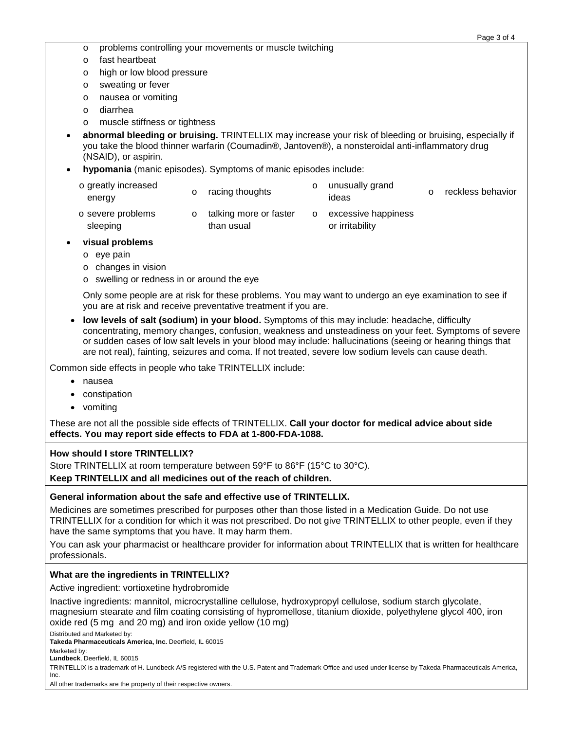- problems controlling your movements or muscle twitching
- fast heartbeat
- high or low blood pressure
- sweating or fever
- nausea or vomiting
- diarrhea
- muscle stiffness or tightness

- **abnormal bleeding or bruising.** TRINTELLIX may increase your risk of bleeding or bruising, especially if you take the blood thinner warfarin (Coumadin®, Jantoven®), a nonsteroidal anti-inflammatory drug (NSAID), or aspirin.
- **hypomania** (manic episodes). Symptoms of manic episodes include:
  - greatly increased energy
  - racing thoughts
  - unusually grand ideas
  - reckless behavior
  - severe problems sleeping
  - talking more or faster than usual
  - excessive happiness or irritability
- **visual problems**
  - eye pain
  - changes in vision
  - swelling or redness in or around the eye

  Only some people are at risk for these problems. You may want to undergo an eye examination to see if you are at risk and receive preventative treatment if you are.
- **low levels of salt (sodium) in your blood.** Symptoms of this may include: headache, difficulty concentrating, memory changes, confusion, weakness and unsteadiness on your feet. Symptoms of severe or sudden cases of low salt levels in your blood may include: hallucinations (seeing or hearing things that are not real), fainting, seizures and coma. If not treated, severe low sodium levels can cause death.

Common side effects in people who take TRINTELLIX include:

- nausea
- constipation
- vomiting

These are not all the possible side effects of TRINTELLIX. **Call your doctor for medical advice about side effects. You may report side effects to FDA at 1-800-FDA-1088.**

**How should I store TRINTELLIX?**

Store TRINTELLIX at room temperature between 59°F to 86°F (15°C to 30°C).

**Keep TRINTELLIX and all medicines out of the reach of children.**

**General information about the safe and effective use of TRINTELLIX.**

Medicines are sometimes prescribed for purposes other than those listed in a Medication Guide. Do not use TRINTELLIX for a condition for which it was not prescribed. Do not give TRINTELLIX to other people, even if they have the same symptoms that you have. It may harm them.

You can ask your pharmacist or healthcare provider for information about TRINTELLIX that is written for healthcare professionals.

**What are the ingredients in TRINTELLIX?**

Active ingredient: vortioxetine hydrobromide

Inactive ingredients: mannitol, microcrystalline cellulose, hydroxypropyl cellulose, sodium starch glycolate, magnesium stearate and film coating consisting of hypromellose, titanium dioxide, polyethylene glycol 400, iron oxide red (5 mg and 20 mg) and iron oxide yellow (10 mg)

Distributed and Marketed by:
**Takeda Pharmaceuticals America, Inc.** Deerfield, IL 60015

Marketed by:
**Lundbeck**, Deerfield, IL 60015

TRINTELLIX is a trademark of H. Lundbeck A/S registered with the U.S. Patent and Trademark Office and used under license by Takeda Pharmaceuticals America, Inc.

All other trademarks are the property of their respective owners.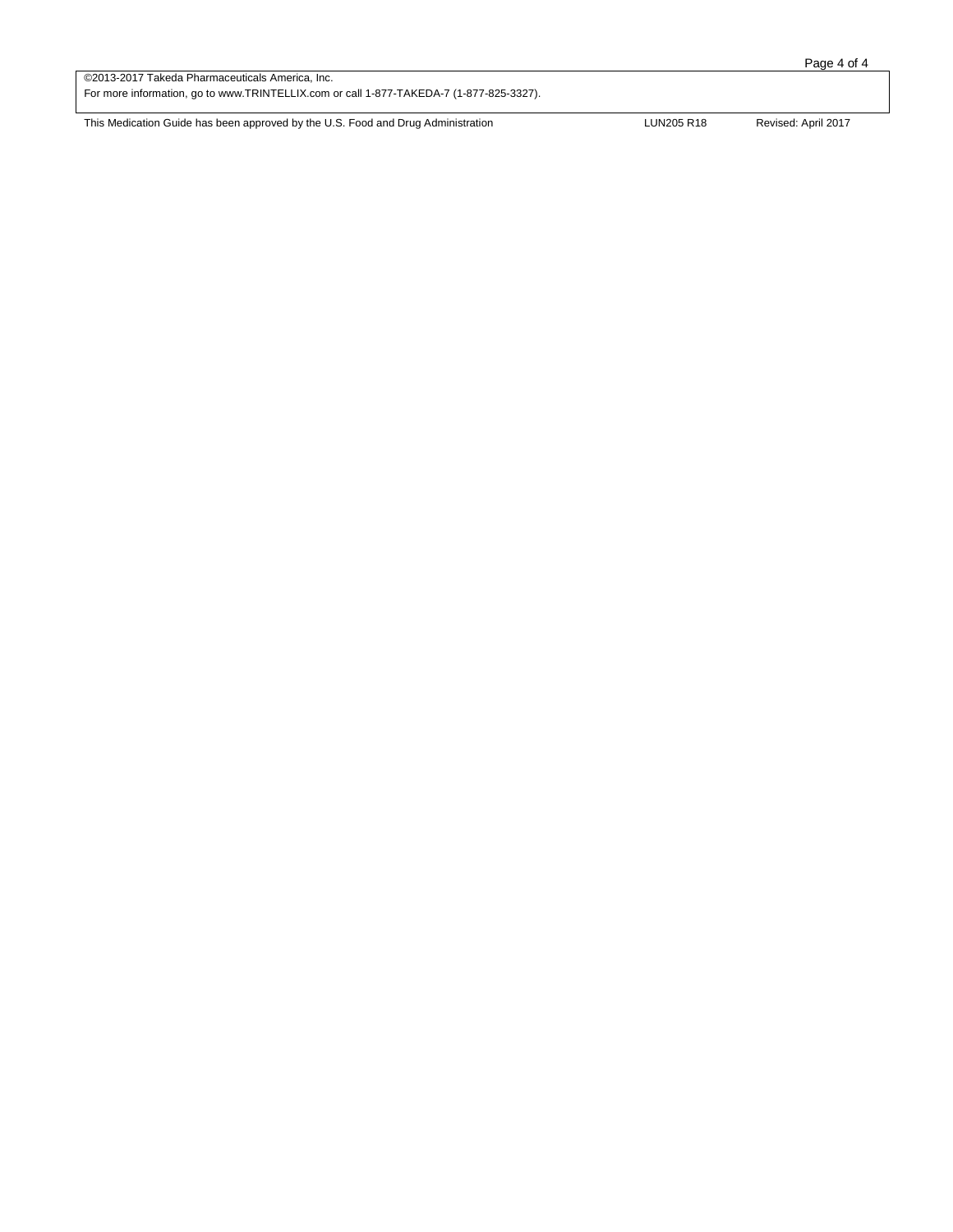©2013-2017 Takeda Pharmaceuticals America, Inc.
For more information, go to www.TRINTELLIX.com or call 1-877-TAKEDA-7 (1-877-825-3327).

This Medication Guide has been approved by the U.S. Food and Drug Administration LUN205 R18 Revised: April 2017